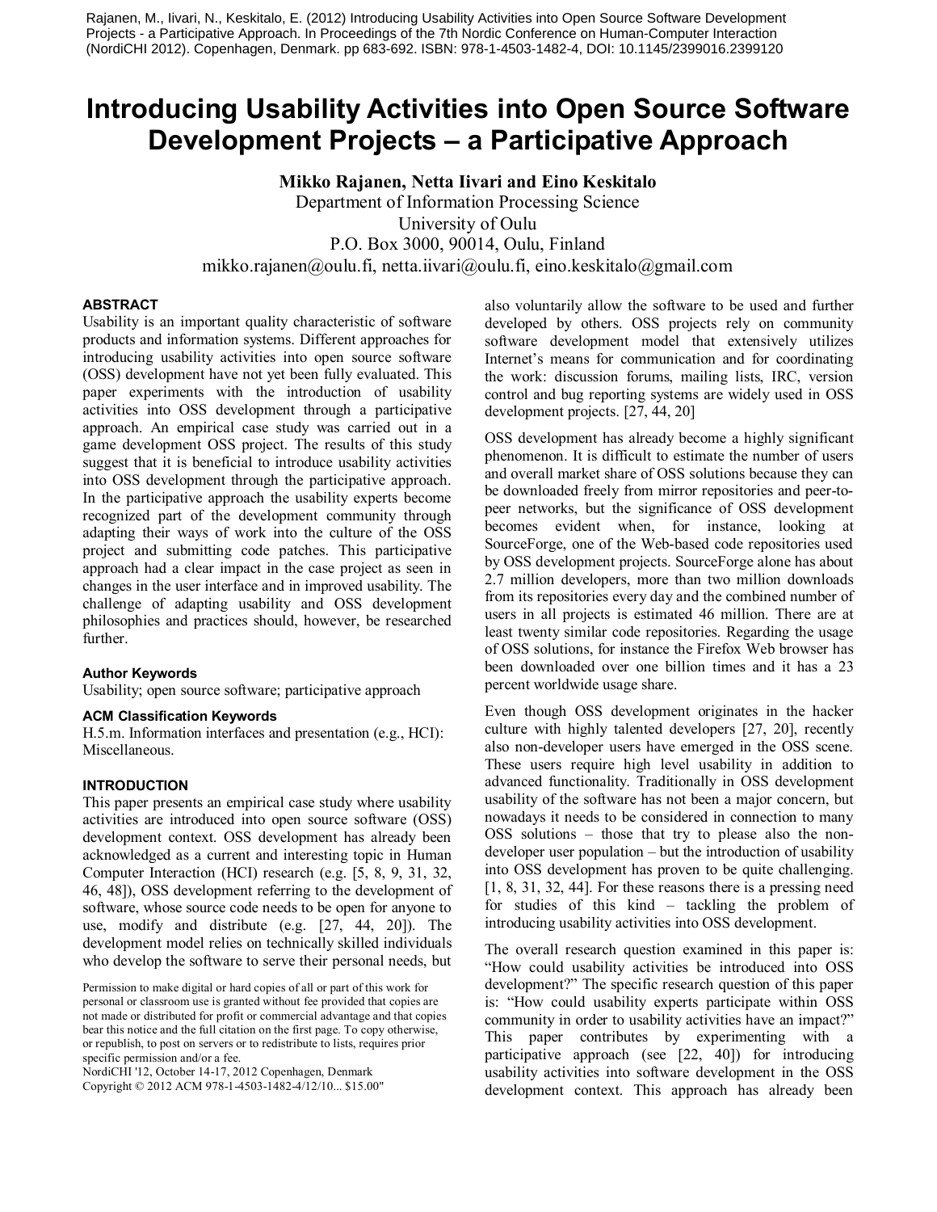Rajanen, M., Iivari, N., Keskitalo, E. (2012) Introducing Usability Activities into Open Source Software Development Projects - a Participative Approach. In Proceedings of the 7th Nordic Conference on Human-Computer Interaction (NordiCHI 2012). Copenhagen, Denmark. pp 683-692. ISBN: 978-1-4503-1482-4, DOI: 10.1145/2399016.2399120

# Introducing Usability Activities into Open Source Software Development Projects – a Participative Approach

**Mikko Rajanen, Netta Iivari and Eino Keskitalo**
Department of Information Processing Science
University of Oulu
P.O. Box 3000, 90014, Oulu, Finland
mikko.rajanen@oulu.fi, netta.iivari@oulu.fi, eino.keskitalo@gmail.com

## ABSTRACT

Usability is an important quality characteristic of software products and information systems. Different approaches for introducing usability activities into open source software (OSS) development have not yet been fully evaluated. This paper experiments with the introduction of usability activities into OSS development through a participative approach. An empirical case study was carried out in a game development OSS project. The results of this study suggest that it is beneficial to introduce usability activities into OSS development through the participative approach. In the participative approach the usability experts become recognized part of the development community through adapting their ways of work into the culture of the OSS project and submitting code patches. This participative approach had a clear impact in the case project as seen in changes in the user interface and in improved usability. The challenge of adapting usability and OSS development philosophies and practices should, however, be researched further.

### Author Keywords

Usability; open source software; participative approach

### ACM Classification Keywords

H.5.m. Information interfaces and presentation (e.g., HCI): Miscellaneous.

## INTRODUCTION

This paper presents an empirical case study where usability activities are introduced into open source software (OSS) development context. OSS development has already been acknowledged as a current and interesting topic in Human Computer Interaction (HCI) research (e.g. [5, 8, 9, 31, 32, 46, 48]), OSS development referring to the development of software, whose source code needs to be open for anyone to use, modify and distribute (e.g. [27, 44, 20]). The development model relies on technically skilled individuals who develop the software to serve their personal needs, but also voluntarily allow the software to be used and further developed by others. OSS projects rely on community software development model that extensively utilizes Internet's means for communication and for coordinating the work: discussion forums, mailing lists, IRC, version control and bug reporting systems are widely used in OSS development projects. [27, 44, 20]

OSS development has already become a highly significant phenomenon. It is difficult to estimate the number of users and overall market share of OSS solutions because they can be downloaded freely from mirror repositories and peer-to-peer networks, but the significance of OSS development becomes evident when, for instance, looking at SourceForge, one of the Web-based code repositories used by OSS development projects. SourceForge alone has about 2.7 million developers, more than two million downloads from its repositories every day and the combined number of users in all projects is estimated 46 million. There are at least twenty similar code repositories. Regarding the usage of OSS solutions, for instance the Firefox Web browser has been downloaded over one billion times and it has a 23 percent worldwide usage share.

Even though OSS development originates in the hacker culture with highly talented developers [27, 20], recently also non-developer users have emerged in the OSS scene. These users require high level usability in addition to advanced functionality. Traditionally in OSS development usability of the software has not been a major concern, but nowadays it needs to be considered in connection to many OSS solutions – those that try to please also the non-developer user population – but the introduction of usability into OSS development has proven to be quite challenging. [1, 8, 31, 32, 44]. For these reasons there is a pressing need for studies of this kind – tackling the problem of introducing usability activities into OSS development.

The overall research question examined in this paper is: "How could usability activities be introduced into OSS development?" The specific research question of this paper is: "How could usability experts participate within OSS community in order to usability activities have an impact?" This paper contributes by experimenting with a participative approach (see [22, 40]) for introducing usability activities into software development in the OSS development context. This approach has already been

Permission to make digital or hard copies of all or part of this work for personal or classroom use is granted without fee provided that copies are not made or distributed for profit or commercial advantage and that copies bear this notice and the full citation on the first page. To copy otherwise, or republish, to post on servers or to redistribute to lists, requires prior specific permission and/or a fee.
NordiCHI '12, October 14-17, 2012 Copenhagen, Denmark
Copyright © 2012 ACM 978-1-4503-1482-4/12/10... $15.00"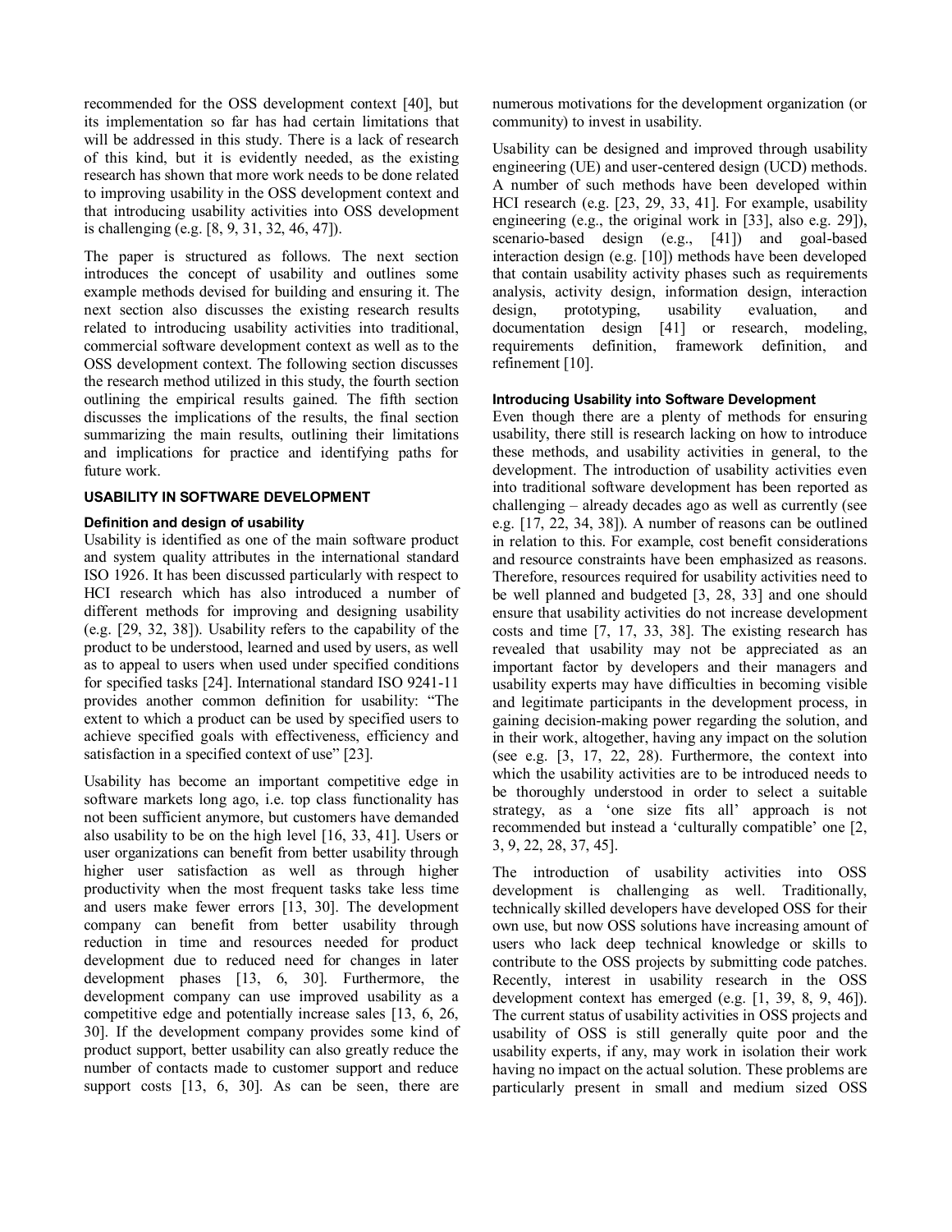recommended for the OSS development context [40], but its implementation so far has had certain limitations that will be addressed in this study. There is a lack of research of this kind, but it is evidently needed, as the existing research has shown that more work needs to be done related to improving usability in the OSS development context and that introducing usability activities into OSS development is challenging (e.g. [8, 9, 31, 32, 46, 47]).

The paper is structured as follows. The next section introduces the concept of usability and outlines some example methods devised for building and ensuring it. The next section also discusses the existing research results related to introducing usability activities into traditional, commercial software development context as well as to the OSS development context. The following section discusses the research method utilized in this study, the fourth section outlining the empirical results gained. The fifth section discusses the implications of the results, the final section summarizing the main results, outlining their limitations and implications for practice and identifying paths for future work.

## USABILITY IN SOFTWARE DEVELOPMENT

### Definition and design of usability

Usability is identified as one of the main software product and system quality attributes in the international standard ISO 1926. It has been discussed particularly with respect to HCI research which has also introduced a number of different methods for improving and designing usability (e.g. [29, 32, 38]). Usability refers to the capability of the product to be understood, learned and used by users, as well as to appeal to users when used under specified conditions for specified tasks [24]. International standard ISO 9241-11 provides another common definition for usability: "The extent to which a product can be used by specified users to achieve specified goals with effectiveness, efficiency and satisfaction in a specified context of use" [23].

Usability has become an important competitive edge in software markets long ago, i.e. top class functionality has not been sufficient anymore, but customers have demanded also usability to be on the high level [16, 33, 41]. Users or user organizations can benefit from better usability through higher user satisfaction as well as through higher productivity when the most frequent tasks take less time and users make fewer errors [13, 30]. The development company can benefit from better usability through reduction in time and resources needed for product development due to reduced need for changes in later development phases [13, 6, 30]. Furthermore, the development company can use improved usability as a competitive edge and potentially increase sales [13, 6, 26, 30]. If the development company provides some kind of product support, better usability can also greatly reduce the number of contacts made to customer support and reduce support costs [13, 6, 30]. As can be seen, there are numerous motivations for the development organization (or community) to invest in usability.

Usability can be designed and improved through usability engineering (UE) and user-centered design (UCD) methods. A number of such methods have been developed within HCI research (e.g. [23, 29, 33, 41]. For example, usability engineering (e.g., the original work in [33], also e.g. 29]), scenario-based design (e.g., [41]) and goal-based interaction design (e.g. [10]) methods have been developed that contain usability activity phases such as requirements analysis, activity design, information design, interaction design, prototyping, usability evaluation, and documentation design [41] or research, modeling, requirements definition, framework definition, and refinement [10].

### Introducing Usability into Software Development

Even though there are a plenty of methods for ensuring usability, there still is research lacking on how to introduce these methods, and usability activities in general, to the development. The introduction of usability activities even into traditional software development has been reported as challenging – already decades ago as well as currently (see e.g. [17, 22, 34, 38]). A number of reasons can be outlined in relation to this. For example, cost benefit considerations and resource constraints have been emphasized as reasons. Therefore, resources required for usability activities need to be well planned and budgeted [3, 28, 33] and one should ensure that usability activities do not increase development costs and time [7, 17, 33, 38]. The existing research has revealed that usability may not be appreciated as an important factor by developers and their managers and usability experts may have difficulties in becoming visible and legitimate participants in the development process, in gaining decision-making power regarding the solution, and in their work, altogether, having any impact on the solution (see e.g. [3, 17, 22, 28). Furthermore, the context into which the usability activities are to be introduced needs to be thoroughly understood in order to select a suitable strategy, as a 'one size fits all' approach is not recommended but instead a 'culturally compatible' one [2, 3, 9, 22, 28, 37, 45].

The introduction of usability activities into OSS development is challenging as well. Traditionally, technically skilled developers have developed OSS for their own use, but now OSS solutions have increasing amount of users who lack deep technical knowledge or skills to contribute to the OSS projects by submitting code patches. Recently, interest in usability research in the OSS development context has emerged (e.g. [1, 39, 8, 9, 46]). The current status of usability activities in OSS projects and usability of OSS is still generally quite poor and the usability experts, if any, may work in isolation their work having no impact on the actual solution. These problems are particularly present in small and medium sized OSS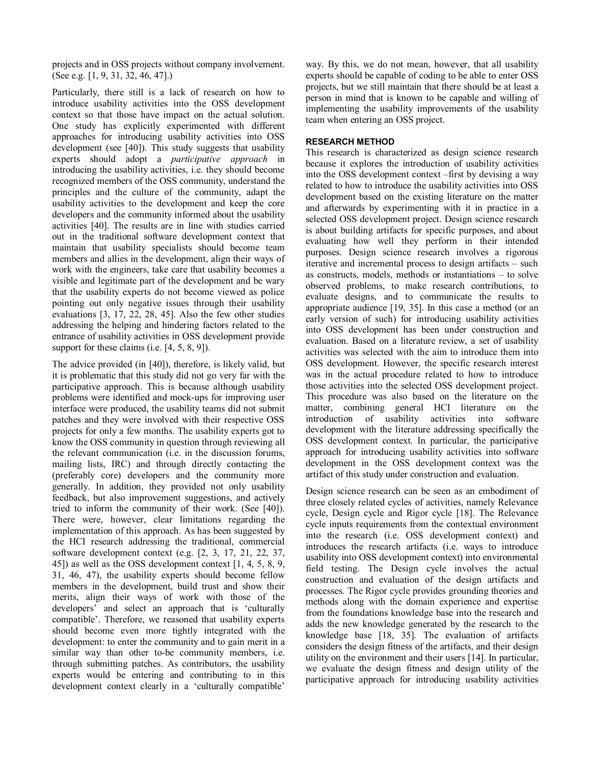projects and in OSS projects without company involvement. (See e.g. [1, 9, 31, 32, 46, 47].)

Particularly, there still is a lack of research on how to introduce usability activities into the OSS development context so that those have impact on the actual solution. One study has explicitly experimented with different approaches for introducing usability activities into OSS development (see [40]). This study suggests that usability experts should adopt a *participative approach* in introducing the usability activities, i.e. they should become recognized members of the OSS community, understand the principles and the culture of the community, adapt the usability activities to the development and keep the core developers and the community informed about the usability activities [40]. The results are in line with studies carried out in the traditional software development context that maintain that usability specialists should become team members and allies in the development, align their ways of work with the engineers, take care that usability becomes a visible and legitimate part of the development and be wary that the usability experts do not become viewed as police pointing out only negative issues through their usability evaluations [3, 17, 22, 28, 45]. Also the few other studies addressing the helping and hindering factors related to the entrance of usability activities in OSS development provide support for these claims (i.e. [4, 5, 8, 9]).

The advice provided (in [40]), therefore, is likely valid, but it is problematic that this study did not go very far with the participative approach. This is because although usability problems were identified and mock-ups for improving user interface were produced, the usability teams did not submit patches and they were involved with their respective OSS projects for only a few months. The usability experts got to know the OSS community in question through reviewing all the relevant communication (i.e. in the discussion forums, mailing lists, IRC) and through directly contacting the (preferably core) developers and the community more generally. In addition, they provided not only usability feedback, but also improvement suggestions, and actively tried to inform the community of their work. (See [40]). There were, however, clear limitations regarding the implementation of this approach. As has been suggested by the HCI research addressing the traditional, commercial software development context (e.g. [2, 3, 17, 21, 22, 37, 45]) as well as the OSS development context [1, 4, 5, 8, 9, 31, 46, 47]), the usability experts should become fellow members in the development, build trust and show their merits, align their ways of work with those of the developers' and select an approach that is 'culturally compatible'. Therefore, we reasoned that usability experts should become even more tightly integrated with the development: to enter the community and to gain merit in a similar way than other to-be community members, i.e. through submitting patches. As contributors, the usability experts would be entering and contributing to in this development context clearly in a 'culturally compatible' way. By this, we do not mean, however, that all usability experts should be capable of coding to be able to enter OSS projects, but we still maintain that there should be at least a person in mind that is known to be capable and willing of implementing the usability improvements of the usability team when entering an OSS project.

## RESEARCH METHOD

This research is characterized as design science research because it explores the introduction of usability activities into the OSS development context –first by devising a way related to how to introduce the usability activities into OSS development based on the existing literature on the matter and afterwards by experimenting with it in practice in a selected OSS development project. Design science research is about building artifacts for specific purposes, and about evaluating how well they perform in their intended purposes. Design science research involves a rigorous iterative and incremental process to design artifacts – such as constructs, models, methods or instantiations – to solve observed problems, to make research contributions, to evaluate designs, and to communicate the results to appropriate audience [19, 35]. In this case a method (or an early version of such) for introducing usability activities into OSS development has been under construction and evaluation. Based on a literature review, a set of usability activities was selected with the aim to introduce them into OSS development. However, the specific research interest was in the actual procedure related to how to introduce those activities into the selected OSS development project. This procedure was also based on the literature on the matter, combining general HCI literature on the introduction of usability activities into software development with the literature addressing specifically the OSS development context. In particular, the participative approach for introducing usability activities into software development in the OSS development context was the artifact of this study under construction and evaluation.

Design science research can be seen as an embodiment of three closely related cycles of activities, namely Relevance cycle, Design cycle and Rigor cycle [18]. The Relevance cycle inputs requirements from the contextual environment into the research (i.e. OSS development context) and introduces the research artifacts (i.e. ways to introduce usability into OSS development context) into environmental field testing. The Design cycle involves the actual construction and evaluation of the design artifacts and processes. The Rigor cycle provides grounding theories and methods along with the domain experience and expertise from the foundations knowledge base into the research and adds the new knowledge generated by the research to the knowledge base [18, 35]. The evaluation of artifacts considers the design fitness of the artifacts, and their design utility on the environment and their users [14]. In particular, we evaluate the design fitness and design utility of the participative approach for introducing usability activities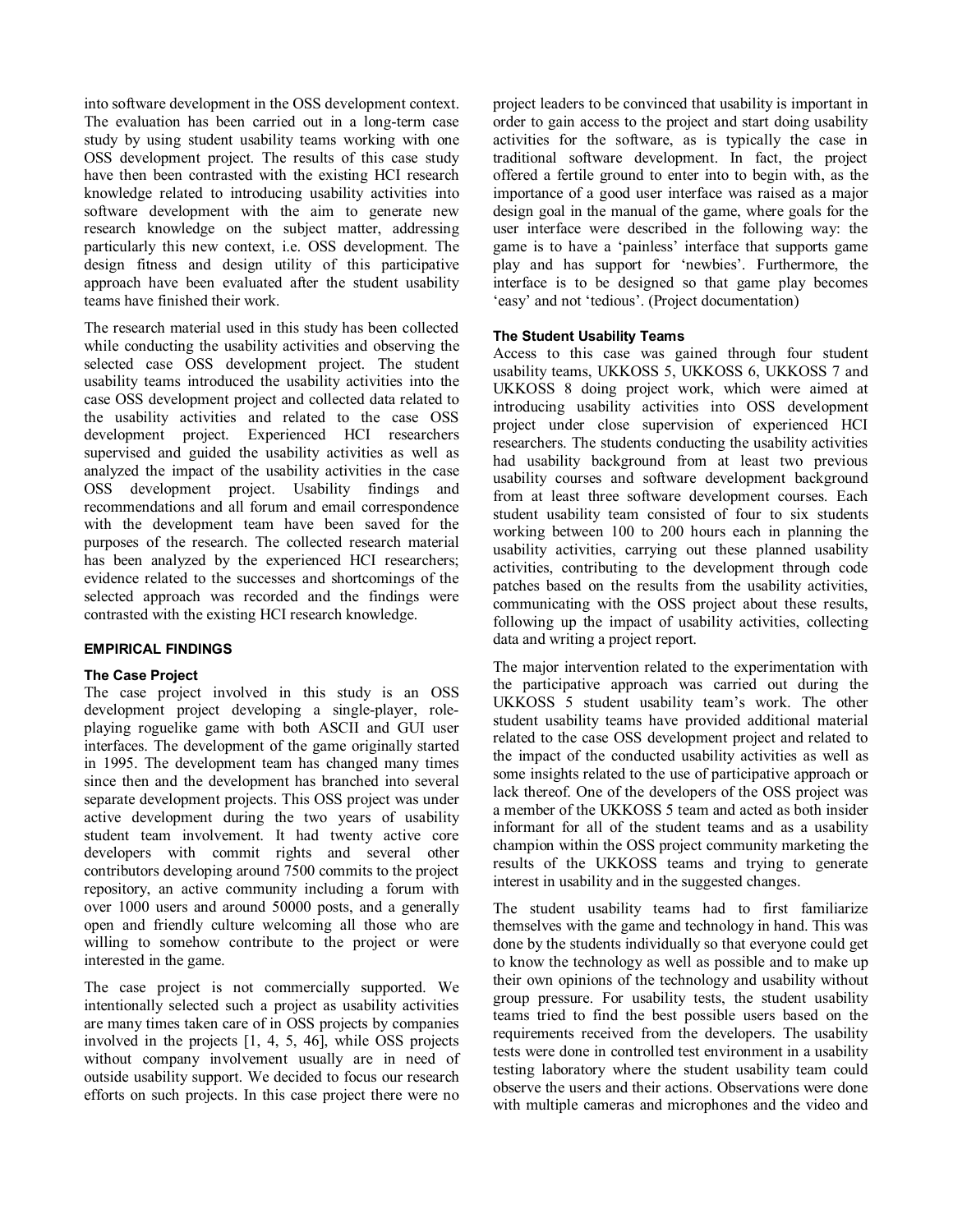into software development in the OSS development context. The evaluation has been carried out in a long-term case study by using student usability teams working with one OSS development project. The results of this case study have then been contrasted with the existing HCI research knowledge related to introducing usability activities into software development with the aim to generate new research knowledge on the subject matter, addressing particularly this new context, i.e. OSS development. The design fitness and design utility of this participative approach have been evaluated after the student usability teams have finished their work.

The research material used in this study has been collected while conducting the usability activities and observing the selected case OSS development project. The student usability teams introduced the usability activities into the case OSS development project and collected data related to the usability activities and related to the case OSS development project. Experienced HCI researchers supervised and guided the usability activities as well as analyzed the impact of the usability activities in the case OSS development project. Usability findings and recommendations and all forum and email correspondence with the development team have been saved for the purposes of the research. The collected research material has been analyzed by the experienced HCI researchers; evidence related to the successes and shortcomings of the selected approach was recorded and the findings were contrasted with the existing HCI research knowledge.

## EMPIRICAL FINDINGS

### The Case Project

The case project involved in this study is an OSS development project developing a single-player, role-playing roguelike game with both ASCII and GUI user interfaces. The development of the game originally started in 1995. The development team has changed many times since then and the development has branched into several separate development projects. This OSS project was under active development during the two years of usability student team involvement. It had twenty active core developers with commit rights and several other contributors developing around 7500 commits to the project repository, an active community including a forum with over 1000 users and around 50000 posts, and a generally open and friendly culture welcoming all those who are willing to somehow contribute to the project or were interested in the game.

The case project is not commercially supported. We intentionally selected such a project as usability activities are many times taken care of in OSS projects by companies involved in the projects [1, 4, 5, 46], while OSS projects without company involvement usually are in need of outside usability support. We decided to focus our research efforts on such projects. In this case project there were no project leaders to be convinced that usability is important in order to gain access to the project and start doing usability activities for the software, as is typically the case in traditional software development. In fact, the project offered a fertile ground to enter into to begin with, as the importance of a good user interface was raised as a major design goal in the manual of the game, where goals for the user interface were described in the following way: the game is to have a 'painless' interface that supports game play and has support for 'newbies'. Furthermore, the interface is to be designed so that game play becomes 'easy' and not 'tedious'. (Project documentation)

### The Student Usability Teams

Access to this case was gained through four student usability teams, UKKOSS 5, UKKOSS 6, UKKOSS 7 and UKKOSS 8 doing project work, which were aimed at introducing usability activities into OSS development project under close supervision of experienced HCI researchers. The students conducting the usability activities had usability background from at least two previous usability courses and software development background from at least three software development courses. Each student usability team consisted of four to six students working between 100 to 200 hours each in planning the usability activities, carrying out these planned usability activities, contributing to the development through code patches based on the results from the usability activities, communicating with the OSS project about these results, following up the impact of usability activities, collecting data and writing a project report.

The major intervention related to the experimentation with the participative approach was carried out during the UKKOSS 5 student usability team's work. The other student usability teams have provided additional material related to the case OSS development project and related to the impact of the conducted usability activities as well as some insights related to the use of participative approach or lack thereof. One of the developers of the OSS project was a member of the UKKOSS 5 team and acted as both insider informant for all of the student teams and as a usability champion within the OSS project community marketing the results of the UKKOSS teams and trying to generate interest in usability and in the suggested changes.

The student usability teams had to first familiarize themselves with the game and technology in hand. This was done by the students individually so that everyone could get to know the technology as well as possible and to make up their own opinions of the technology and usability without group pressure. For usability tests, the student usability teams tried to find the best possible users based on the requirements received from the developers. The usability tests were done in controlled test environment in a usability testing laboratory where the student usability team could observe the users and their actions. Observations were done with multiple cameras and microphones and the video and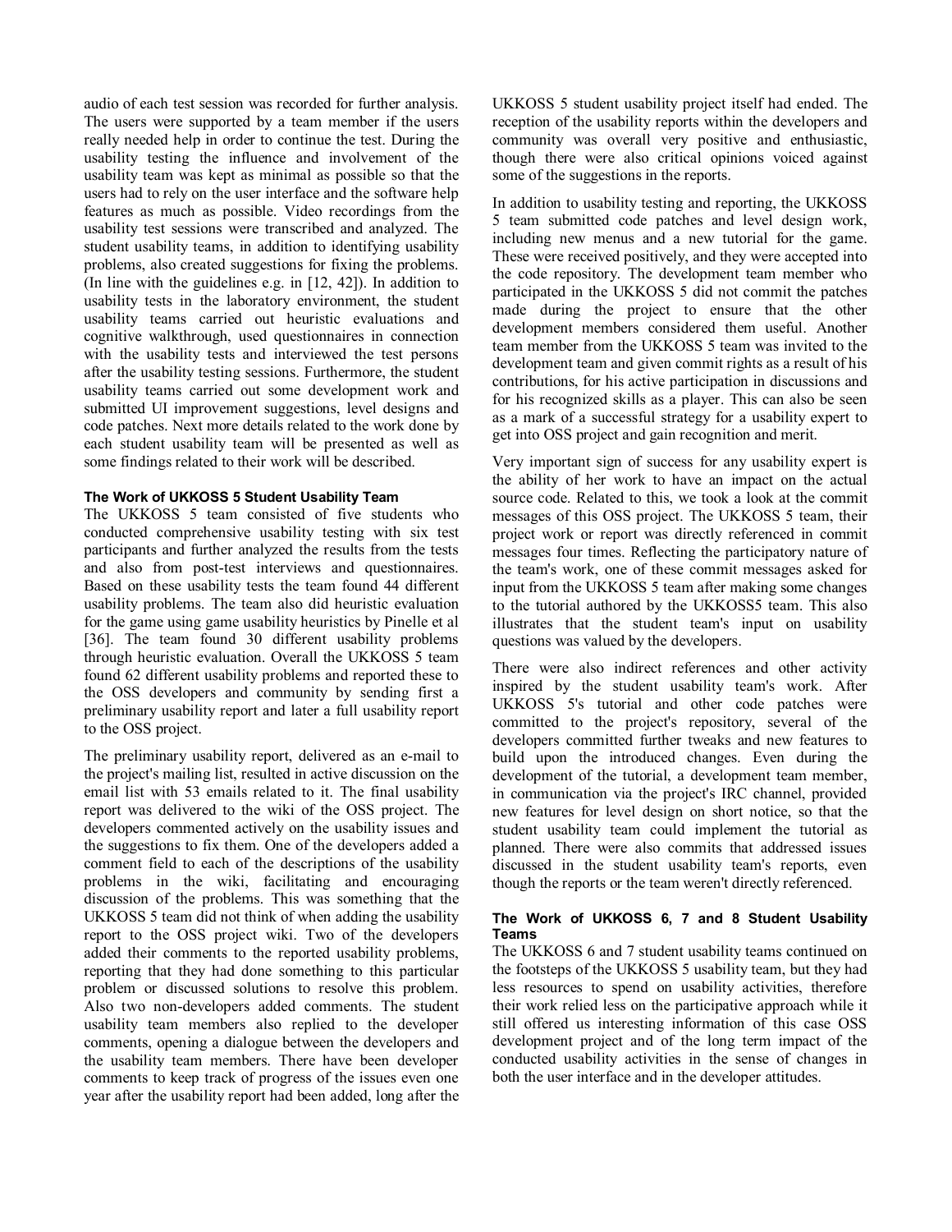audio of each test session was recorded for further analysis. The users were supported by a team member if the users really needed help in order to continue the test. During the usability testing the influence and involvement of the usability team was kept as minimal as possible so that the users had to rely on the user interface and the software help features as much as possible. Video recordings from the usability test sessions were transcribed and analyzed. The student usability teams, in addition to identifying usability problems, also created suggestions for fixing the problems. (In line with the guidelines e.g. in [12, 42]). In addition to usability tests in the laboratory environment, the student usability teams carried out heuristic evaluations and cognitive walkthrough, used questionnaires in connection with the usability tests and interviewed the test persons after the usability testing sessions. Furthermore, the student usability teams carried out some development work and submitted UI improvement suggestions, level designs and code patches. Next more details related to the work done by each student usability team will be presented as well as some findings related to their work will be described.

#### The Work of UKKOSS 5 Student Usability Team

The UKKOSS 5 team consisted of five students who conducted comprehensive usability testing with six test participants and further analyzed the results from the tests and also from post-test interviews and questionnaires. Based on these usability tests the team found 44 different usability problems. The team also did heuristic evaluation for the game using game usability heuristics by Pinelle et al [36]. The team found 30 different usability problems through heuristic evaluation. Overall the UKKOSS 5 team found 62 different usability problems and reported these to the OSS developers and community by sending first a preliminary usability report and later a full usability report to the OSS project.

The preliminary usability report, delivered as an e-mail to the project's mailing list, resulted in active discussion on the email list with 53 emails related to it. The final usability report was delivered to the wiki of the OSS project. The developers commented actively on the usability issues and the suggestions to fix them. One of the developers added a comment field to each of the descriptions of the usability problems in the wiki, facilitating and encouraging discussion of the problems. This was something that the UKKOSS 5 team did not think of when adding the usability report to the OSS project wiki. Two of the developers added their comments to the reported usability problems, reporting that they had done something to this particular problem or discussed solutions to resolve this problem. Also two non-developers added comments. The student usability team members also replied to the developer comments, opening a dialogue between the developers and the usability team members. There have been developer comments to keep track of progress of the issues even one year after the usability report had been added, long after the UKKOSS 5 student usability project itself had ended. The reception of the usability reports within the developers and community was overall very positive and enthusiastic, though there were also critical opinions voiced against some of the suggestions in the reports.

In addition to usability testing and reporting, the UKKOSS 5 team submitted code patches and level design work, including new menus and a new tutorial for the game. These were received positively, and they were accepted into the code repository. The development team member who participated in the UKKOSS 5 did not commit the patches made during the project to ensure that the other development members considered them useful. Another team member from the UKKOSS 5 team was invited to the development team and given commit rights as a result of his contributions, for his active participation in discussions and for his recognized skills as a player. This can also be seen as a mark of a successful strategy for a usability expert to get into OSS project and gain recognition and merit.

Very important sign of success for any usability expert is the ability of her work to have an impact on the actual source code. Related to this, we took a look at the commit messages of this OSS project. The UKKOSS 5 team, their project work or report was directly referenced in commit messages four times. Reflecting the participatory nature of the team's work, one of these commit messages asked for input from the UKKOSS 5 team after making some changes to the tutorial authored by the UKKOSS5 team. This also illustrates that the student team's input on usability questions was valued by the developers.

There were also indirect references and other activity inspired by the student usability team's work. After UKKOSS 5's tutorial and other code patches were committed to the project's repository, several of the developers committed further tweaks and new features to build upon the introduced changes. Even during the development of the tutorial, a development team member, in communication via the project's IRC channel, provided new features for level design on short notice, so that the student usability team could implement the tutorial as planned. There were also commits that addressed issues discussed in the student usability team's reports, even though the reports or the team weren't directly referenced.

#### The Work of UKKOSS 6, 7 and 8 Student Usability Teams

The UKKOSS 6 and 7 student usability teams continued on the footsteps of the UKKOSS 5 usability team, but they had less resources to spend on usability activities, therefore their work relied less on the participative approach while it still offered us interesting information of this case OSS development project and of the long term impact of the conducted usability activities in the sense of changes in both the user interface and in the developer attitudes.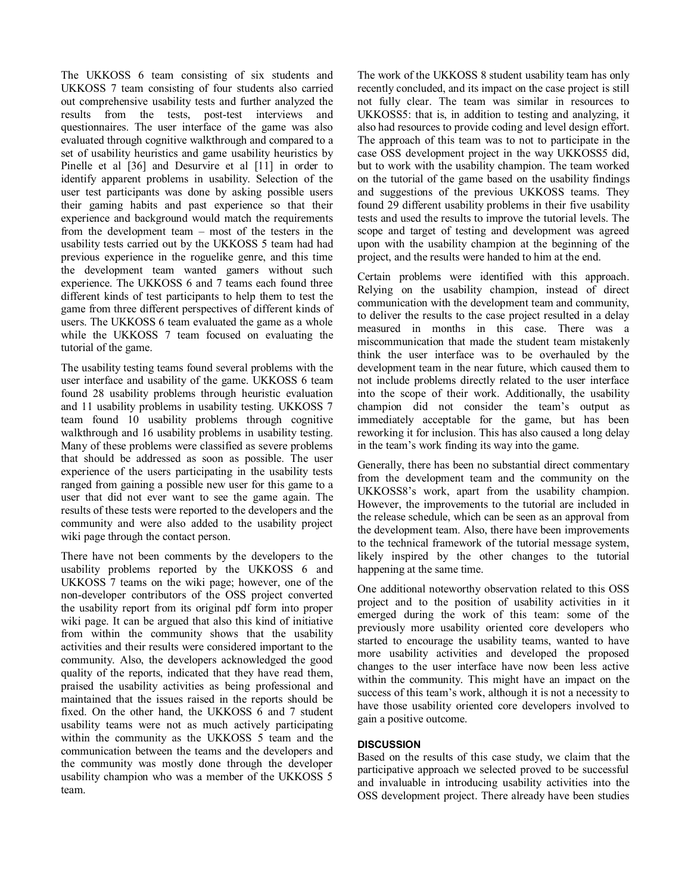The UKKOSS 6 team consisting of six students and UKKOSS 7 team consisting of four students also carried out comprehensive usability tests and further analyzed the results from the tests, post-test interviews and questionnaires. The user interface of the game was also evaluated through cognitive walkthrough and compared to a set of usability heuristics and game usability heuristics by Pinelle et al [36] and Desurvire et al [11] in order to identify apparent problems in usability. Selection of the user test participants was done by asking possible users their gaming habits and past experience so that their experience and background would match the requirements from the development team – most of the testers in the usability tests carried out by the UKKOSS 5 team had had previous experience in the roguelike genre, and this time the development team wanted gamers without such experience. The UKKOSS 6 and 7 teams each found three different kinds of test participants to help them to test the game from three different perspectives of different kinds of users. The UKKOSS 6 team evaluated the game as a whole while the UKKOSS 7 team focused on evaluating the tutorial of the game.

The usability testing teams found several problems with the user interface and usability of the game. UKKOSS 6 team found 28 usability problems through heuristic evaluation and 11 usability problems in usability testing. UKKOSS 7 team found 10 usability problems through cognitive walkthrough and 16 usability problems in usability testing. Many of these problems were classified as severe problems that should be addressed as soon as possible. The user experience of the users participating in the usability tests ranged from gaining a possible new user for this game to a user that did not ever want to see the game again. The results of these tests were reported to the developers and the community and were also added to the usability project wiki page through the contact person.

There have not been comments by the developers to the usability problems reported by the UKKOSS 6 and UKKOSS 7 teams on the wiki page; however, one of the non-developer contributors of the OSS project converted the usability report from its original pdf form into proper wiki page. It can be argued that also this kind of initiative from within the community shows that the usability activities and their results were considered important to the community. Also, the developers acknowledged the good quality of the reports, indicated that they have read them, praised the usability activities as being professional and maintained that the issues raised in the reports should be fixed. On the other hand, the UKKOSS 6 and 7 student usability teams were not as much actively participating within the community as the UKKOSS 5 team and the communication between the teams and the developers and the community was mostly done through the developer usability champion who was a member of the UKKOSS 5 team.

The work of the UKKOSS 8 student usability team has only recently concluded, and its impact on the case project is still not fully clear. The team was similar in resources to UKKOSS5: that is, in addition to testing and analyzing, it also had resources to provide coding and level design effort. The approach of this team was to not to participate in the case OSS development project in the way UKKOSS5 did, but to work with the usability champion. The team worked on the tutorial of the game based on the usability findings and suggestions of the previous UKKOSS teams. They found 29 different usability problems in their five usability tests and used the results to improve the tutorial levels. The scope and target of testing and development was agreed upon with the usability champion at the beginning of the project, and the results were handed to him at the end.

Certain problems were identified with this approach. Relying on the usability champion, instead of direct communication with the development team and community, to deliver the results to the case project resulted in a delay measured in months in this case. There was a miscommunication that made the student team mistakenly think the user interface was to be overhauled by the development team in the near future, which caused them to not include problems directly related to the user interface into the scope of their work. Additionally, the usability champion did not consider the team's output as immediately acceptable for the game, but has been reworking it for inclusion. This has also caused a long delay in the team's work finding its way into the game.

Generally, there has been no substantial direct commentary from the development team and the community on the UKKOSS8's work, apart from the usability champion. However, the improvements to the tutorial are included in the release schedule, which can be seen as an approval from the development team. Also, there have been improvements to the technical framework of the tutorial message system, likely inspired by the other changes to the tutorial happening at the same time.

One additional noteworthy observation related to this OSS project and to the position of usability activities in it emerged during the work of this team: some of the previously more usability oriented core developers who started to encourage the usability teams, wanted to have more usability activities and developed the proposed changes to the user interface have now been less active within the community. This might have an impact on the success of this team's work, although it is not a necessity to have those usability oriented core developers involved to gain a positive outcome.

## DISCUSSION

Based on the results of this case study, we claim that the participative approach we selected proved to be successful and invaluable in introducing usability activities into the OSS development project. There already have been studies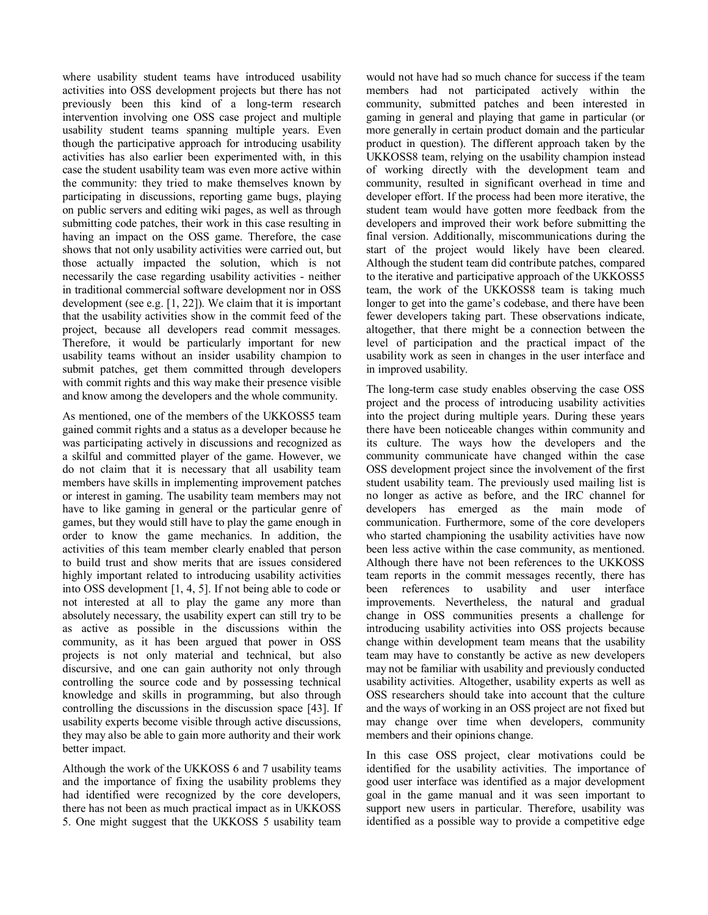where usability student teams have introduced usability activities into OSS development projects but there has not previously been this kind of a long-term research intervention involving one OSS case project and multiple usability student teams spanning multiple years. Even though the participative approach for introducing usability activities has also earlier been experimented with, in this case the student usability team was even more active within the community: they tried to make themselves known by participating in discussions, reporting game bugs, playing on public servers and editing wiki pages, as well as through submitting code patches, their work in this case resulting in having an impact on the OSS game. Therefore, the case shows that not only usability activities were carried out, but those actually impacted the solution, which is not necessarily the case regarding usability activities - neither in traditional commercial software development nor in OSS development (see e.g. [1, 22]). We claim that it is important that the usability activities show in the commit feed of the project, because all developers read commit messages. Therefore, it would be particularly important for new usability teams without an insider usability champion to submit patches, get them committed through developers with commit rights and this way make their presence visible and know among the developers and the whole community.

As mentioned, one of the members of the UKKOSS5 team gained commit rights and a status as a developer because he was participating actively in discussions and recognized as a skilful and committed player of the game. However, we do not claim that it is necessary that all usability team members have skills in implementing improvement patches or interest in gaming. The usability team members may not have to like gaming in general or the particular genre of games, but they would still have to play the game enough in order to know the game mechanics. In addition, the activities of this team member clearly enabled that person to build trust and show merits that are issues considered highly important related to introducing usability activities into OSS development [1, 4, 5]. If not being able to code or not interested at all to play the game any more than absolutely necessary, the usability expert can still try to be as active as possible in the discussions within the community, as it has been argued that power in OSS projects is not only material and technical, but also discursive, and one can gain authority not only through controlling the source code and by possessing technical knowledge and skills in programming, but also through controlling the discussions in the discussion space [43]. If usability experts become visible through active discussions, they may also be able to gain more authority and their work better impact.

Although the work of the UKKOSS 6 and 7 usability teams and the importance of fixing the usability problems they had identified were recognized by the core developers, there has not been as much practical impact as in UKKOSS 5. One might suggest that the UKKOSS 5 usability team would not have had so much chance for success if the team members had not participated actively within the community, submitted patches and been interested in gaming in general and playing that game in particular (or more generally in certain product domain and the particular product in question). The different approach taken by the UKKOSS8 team, relying on the usability champion instead of working directly with the development team and community, resulted in significant overhead in time and developer effort. If the process had been more iterative, the student team would have gotten more feedback from the developers and improved their work before submitting the final version. Additionally, miscommunications during the start of the project would likely have been cleared. Although the student team did contribute patches, compared to the iterative and participative approach of the UKKOSS5 team, the work of the UKKOSS8 team is taking much longer to get into the game's codebase, and there have been fewer developers taking part. These observations indicate, altogether, that there might be a connection between the level of participation and the practical impact of the usability work as seen in changes in the user interface and in improved usability.

The long-term case study enables observing the case OSS project and the process of introducing usability activities into the project during multiple years. During these years there have been noticeable changes within community and its culture. The ways how the developers and the community communicate have changed within the case OSS development project since the involvement of the first student usability team. The previously used mailing list is no longer as active as before, and the IRC channel for developers has emerged as the main mode of communication. Furthermore, some of the core developers who started championing the usability activities have now been less active within the case community, as mentioned. Although there have not been references to the UKKOSS team reports in the commit messages recently, there has been references to usability and user interface improvements. Nevertheless, the natural and gradual change in OSS communities presents a challenge for introducing usability activities into OSS projects because change within development team means that the usability team may have to constantly be active as new developers may not be familiar with usability and previously conducted usability activities. Altogether, usability experts as well as OSS researchers should take into account that the culture and the ways of working in an OSS project are not fixed but may change over time when developers, community members and their opinions change.

In this case OSS project, clear motivations could be identified for the usability activities. The importance of good user interface was identified as a major development goal in the game manual and it was seen important to support new users in particular. Therefore, usability was identified as a possible way to provide a competitive edge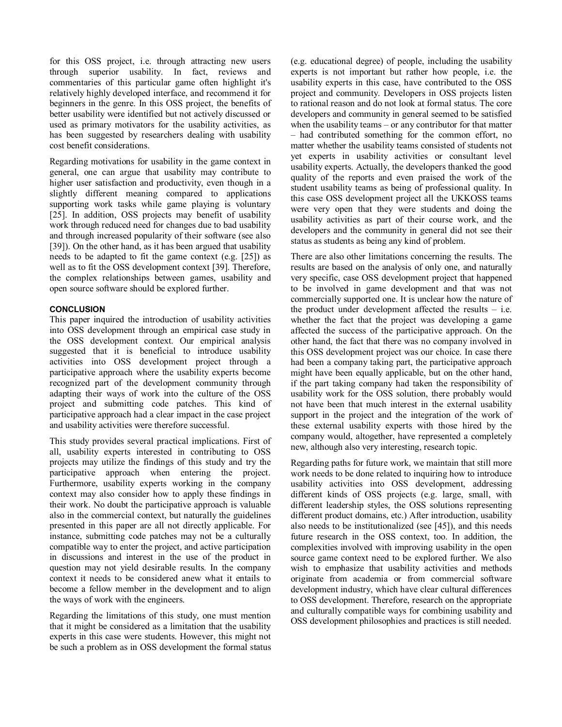for this OSS project, i.e. through attracting new users through superior usability. In fact, reviews and commentaries of this particular game often highlight it's relatively highly developed interface, and recommend it for beginners in the genre. In this OSS project, the benefits of better usability were identified but not actively discussed or used as primary motivators for the usability activities, as has been suggested by researchers dealing with usability cost benefit considerations.

Regarding motivations for usability in the game context in general, one can argue that usability may contribute to higher user satisfaction and productivity, even though in a slightly different meaning compared to applications supporting work tasks while game playing is voluntary [25]. In addition, OSS projects may benefit of usability work through reduced need for changes due to bad usability and through increased popularity of their software (see also [39]). On the other hand, as it has been argued that usability needs to be adapted to fit the game context (e.g. [25]) as well as to fit the OSS development context [39]. Therefore, the complex relationships between games, usability and open source software should be explored further.

## CONCLUSION

This paper inquired the introduction of usability activities into OSS development through an empirical case study in the OSS development context. Our empirical analysis suggested that it is beneficial to introduce usability activities into OSS development project through a participative approach where the usability experts become recognized part of the development community through adapting their ways of work into the culture of the OSS project and submitting code patches. This kind of participative approach had a clear impact in the case project and usability activities were therefore successful.

This study provides several practical implications. First of all, usability experts interested in contributing to OSS projects may utilize the findings of this study and try the participative approach when entering the project. Furthermore, usability experts working in the company context may also consider how to apply these findings in their work. No doubt the participative approach is valuable also in the commercial context, but naturally the guidelines presented in this paper are all not directly applicable. For instance, submitting code patches may not be a culturally compatible way to enter the project, and active participation in discussions and interest in the use of the product in question may not yield desirable results. In the company context it needs to be considered anew what it entails to become a fellow member in the development and to align the ways of work with the engineers.

Regarding the limitations of this study, one must mention that it might be considered as a limitation that the usability experts in this case were students. However, this might not be such a problem as in OSS development the formal status (e.g. educational degree) of people, including the usability experts is not important but rather how people, i.e. the usability experts in this case, have contributed to the OSS project and community. Developers in OSS projects listen to rational reason and do not look at formal status. The core developers and community in general seemed to be satisfied when the usability teams – or any contributor for that matter – had contributed something for the common effort, no matter whether the usability teams consisted of students not yet experts in usability activities or consultant level usability experts. Actually, the developers thanked the good quality of the reports and even praised the work of the student usability teams as being of professional quality. In this case OSS development project all the UKKOSS teams were very open that they were students and doing the usability activities as part of their course work, and the developers and the community in general did not see their status as students as being any kind of problem.

There are also other limitations concerning the results. The results are based on the analysis of only one, and naturally very specific, case OSS development project that happened to be involved in game development and that was not commercially supported one. It is unclear how the nature of the product under development affected the results – i.e. whether the fact that the project was developing a game affected the success of the participative approach. On the other hand, the fact that there was no company involved in this OSS development project was our choice. In case there had been a company taking part, the participative approach might have been equally applicable, but on the other hand, if the part taking company had taken the responsibility of usability work for the OSS solution, there probably would not have been that much interest in the external usability support in the project and the integration of the work of these external usability experts with those hired by the company would, altogether, have represented a completely new, although also very interesting, research topic.

Regarding paths for future work, we maintain that still more work needs to be done related to inquiring how to introduce usability activities into OSS development, addressing different kinds of OSS projects (e.g. large, small, with different leadership styles, the OSS solutions representing different product domains, etc.) After introduction, usability also needs to be institutionalized (see [45]), and this needs future research in the OSS context, too. In addition, the complexities involved with improving usability in the open source game context need to be explored further. We also wish to emphasize that usability activities and methods originate from academia or from commercial software development industry, which have clear cultural differences to OSS development. Therefore, research on the appropriate and culturally compatible ways for combining usability and OSS development philosophies and practices is still needed.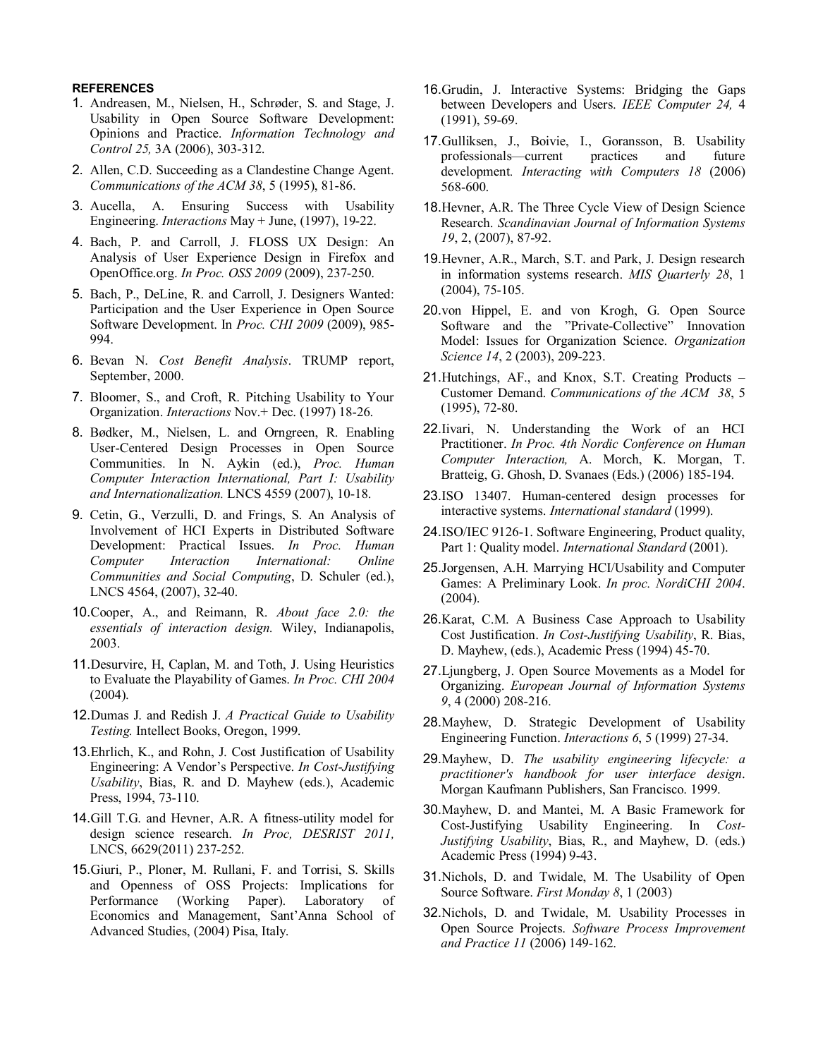## REFERENCES

1. Andreasen, M., Nielsen, H., Schrøder, S. and Stage, J. Usability in Open Source Software Development: Opinions and Practice. *Information Technology and Control 25,* 3A (2006), 303-312.
2. Allen, C.D. Succeeding as a Clandestine Change Agent. *Communications of the ACM 38*, 5 (1995), 81-86.
3. Aucella, A. Ensuring Success with Usability Engineering. *Interactions* May + June, (1997), 19-22.
4. Bach, P. and Carroll, J. FLOSS UX Design: An Analysis of User Experience Design in Firefox and OpenOffice.org. *In Proc. OSS 2009* (2009), 237-250.
5. Bach, P., DeLine, R. and Carroll, J. Designers Wanted: Participation and the User Experience in Open Source Software Development. In *Proc. CHI 2009* (2009), 985-994.
6. Bevan N. *Cost Benefit Analysis*. TRUMP report, September, 2000.
7. Bloomer, S., and Croft, R. Pitching Usability to Your Organization. *Interactions* Nov.+ Dec. (1997) 18-26.
8. Bødker, M., Nielsen, L. and Orngreen, R. Enabling User-Centered Design Processes in Open Source Communities. In N. Aykin (ed.), *Proc. Human Computer Interaction International, Part I: Usability and Internationalization.* LNCS 4559 (2007), 10-18.
9. Cetin, G., Verzulli, D. and Frings, S. An Analysis of Involvement of HCI Experts in Distributed Software Development: Practical Issues. *In Proc. Human Computer Interaction International: Online Communities and Social Computing*, D. Schuler (ed.), LNCS 4564, (2007), 32-40.
10. Cooper, A., and Reimann, R. *About face 2.0: the essentials of interaction design.* Wiley, Indianapolis, 2003.
11. Desurvire, H, Caplan, M. and Toth, J. Using Heuristics to Evaluate the Playability of Games. *In Proc. CHI 2004* (2004).
12. Dumas J. and Redish J. *A Practical Guide to Usability Testing.* Intellect Books, Oregon, 1999.
13. Ehrlich, K., and Rohn, J. Cost Justification of Usability Engineering: A Vendor's Perspective. *In Cost-Justifying Usability*, Bias, R. and D. Mayhew (eds.), Academic Press, 1994, 73-110.
14. Gill T.G. and Hevner, A.R. A fitness-utility model for design science research. *In Proc, DESRIST 2011,* LNCS, 6629(2011) 237-252.
15. Giuri, P., Ploner, M. Rullani, F. and Torrisi, S. Skills and Openness of OSS Projects: Implications for Performance (Working Paper). Laboratory of Economics and Management, Sant'Anna School of Advanced Studies, (2004) Pisa, Italy.
16. Grudin, J. Interactive Systems: Bridging the Gaps between Developers and Users. *IEEE Computer 24,* 4 (1991), 59-69.
17. Gulliksen, J., Boivie, I., Goransson, B. Usability professionals—current practices and future development. *Interacting with Computers 18* (2006) 568-600.
18. Hevner, A.R. The Three Cycle View of Design Science Research. *Scandinavian Journal of Information Systems 19*, 2, (2007), 87-92.
19. Hevner, A.R., March, S.T. and Park, J. Design research in information systems research. *MIS Quarterly 28*, 1 (2004), 75-105.
20. von Hippel, E. and von Krogh, G. Open Source Software and the "Private-Collective" Innovation Model: Issues for Organization Science. *Organization Science 14*, 2 (2003), 209-223.
21. Hutchings, AF., and Knox, S.T. Creating Products – Customer Demand. *Communications of the ACM 38*, 5 (1995), 72-80.
22. Iivari, N. Understanding the Work of an HCI Practitioner. *In Proc. 4th Nordic Conference on Human Computer Interaction,* A. Morch, K. Morgan, T. Bratteig, G. Ghosh, D. Svanaes (Eds.) (2006) 185-194.
23. ISO 13407. Human-centered design processes for interactive systems. *International standard* (1999).
24. ISO/IEC 9126-1. Software Engineering, Product quality, Part 1: Quality model. *International Standard* (2001).
25. Jorgensen, A.H. Marrying HCI/Usability and Computer Games: A Preliminary Look. *In proc. NordiCHI 2004*. (2004).
26. Karat, C.M. A Business Case Approach to Usability Cost Justification. *In Cost-Justifying Usability*, R. Bias, D. Mayhew, (eds.), Academic Press (1994) 45-70.
27. Ljungberg, J. Open Source Movements as a Model for Organizing. *European Journal of Information Systems 9*, 4 (2000) 208-216.
28. Mayhew, D. Strategic Development of Usability Engineering Function. *Interactions 6*, 5 (1999) 27-34.
29. Mayhew, D. *The usability engineering lifecycle: a practitioner's handbook for user interface design*. Morgan Kaufmann Publishers, San Francisco. 1999.
30. Mayhew, D. and Mantei, M. A Basic Framework for Cost-Justifying Usability Engineering. In *Cost-Justifying Usability*, Bias, R., and Mayhew, D. (eds.) Academic Press (1994) 9-43.
31. Nichols, D. and Twidale, M. The Usability of Open Source Software. *First Monday 8*, 1 (2003)
32. Nichols, D. and Twidale, M. Usability Processes in Open Source Projects. *Software Process Improvement and Practice 11* (2006) 149-162.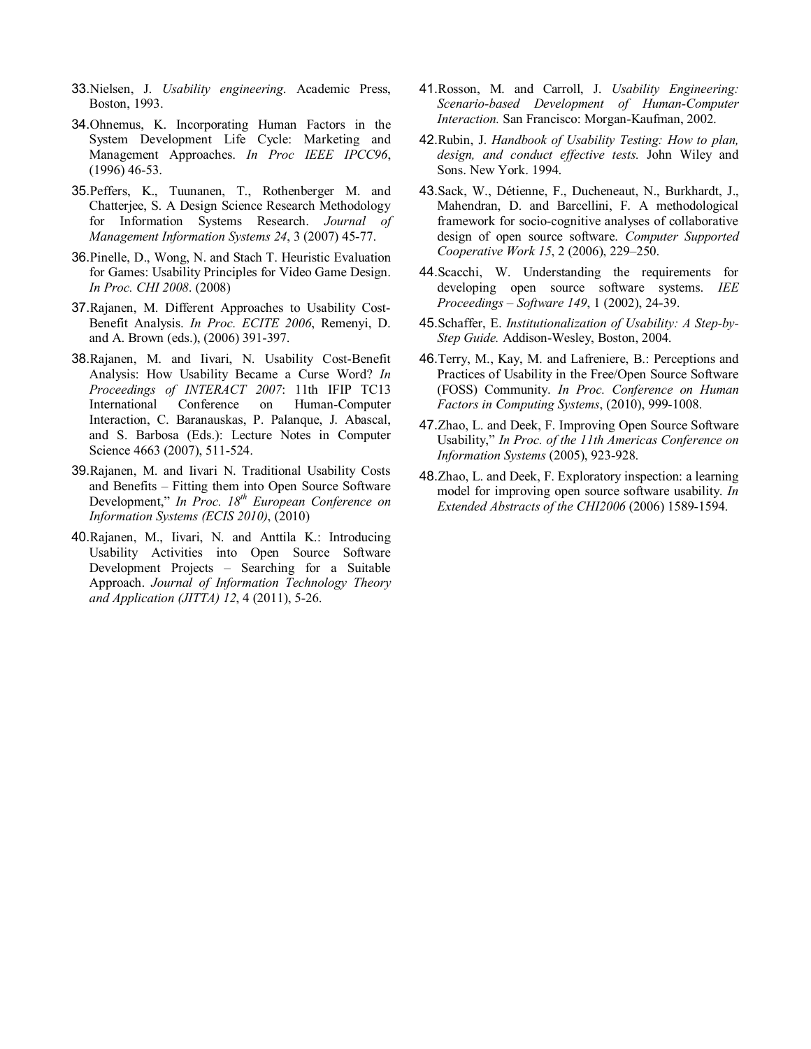33. Nielsen, J. *Usability engineering*. Academic Press, Boston, 1993.

34. Ohnemus, K. Incorporating Human Factors in the System Development Life Cycle: Marketing and Management Approaches. *In Proc IEEE IPCC96*, (1996) 46-53.

35. Peffers, K., Tuunanen, T., Rothenberger M. and Chatterjee, S. A Design Science Research Methodology for Information Systems Research. *Journal of Management Information Systems 24*, 3 (2007) 45-77.

36. Pinelle, D., Wong, N. and Stach T. Heuristic Evaluation for Games: Usability Principles for Video Game Design. *In Proc. CHI 2008*. (2008)

37. Rajanen, M. Different Approaches to Usability Cost-Benefit Analysis. *In Proc. ECITE 2006*, Remenyi, D. and A. Brown (eds.), (2006) 391-397.

38. Rajanen, M. and Iivari, N. Usability Cost-Benefit Analysis: How Usability Became a Curse Word? *In Proceedings of INTERACT 2007*: 11th IFIP TC13 International Conference on Human-Computer Interaction, C. Baranauskas, P. Palanque, J. Abascal, and S. Barbosa (Eds.): Lecture Notes in Computer Science 4663 (2007), 511-524.

39. Rajanen, M. and Iivari N. Traditional Usability Costs and Benefits – Fitting them into Open Source Software Development," *In Proc. 18th European Conference on Information Systems (ECIS 2010)*, (2010)

40. Rajanen, M., Iivari, N. and Anttila K.: Introducing Usability Activities into Open Source Software Development Projects – Searching for a Suitable Approach. *Journal of Information Technology Theory and Application (JITTA) 12*, 4 (2011), 5-26.

41. Rosson, M. and Carroll, J. *Usability Engineering: Scenario-based Development of Human-Computer Interaction.* San Francisco: Morgan-Kaufman, 2002.

42. Rubin, J. *Handbook of Usability Testing: How to plan, design, and conduct effective tests.* John Wiley and Sons. New York. 1994.

43. Sack, W., Détienne, F., Ducheneaut, N., Burkhardt, J., Mahendran, D. and Barcellini, F. A methodological framework for socio-cognitive analyses of collaborative design of open source software. *Computer Supported Cooperative Work 15*, 2 (2006), 229–250.

44. Scacchi, W. Understanding the requirements for developing open source software systems. *IEE Proceedings – Software 149*, 1 (2002), 24-39.

45. Schaffer, E. *Institutionalization of Usability: A Step-by-Step Guide.* Addison-Wesley, Boston, 2004.

46. Terry, M., Kay, M. and Lafreniere, B.: Perceptions and Practices of Usability in the Free/Open Source Software (FOSS) Community. *In Proc. Conference on Human Factors in Computing Systems*, (2010), 999-1008.

47. Zhao, L. and Deek, F. Improving Open Source Software Usability," *In Proc. of the 11th Americas Conference on Information Systems* (2005), 923-928.

48. Zhao, L. and Deek, F. Exploratory inspection: a learning model for improving open source software usability. *In Extended Abstracts of the CHI2006* (2006) 1589-1594.